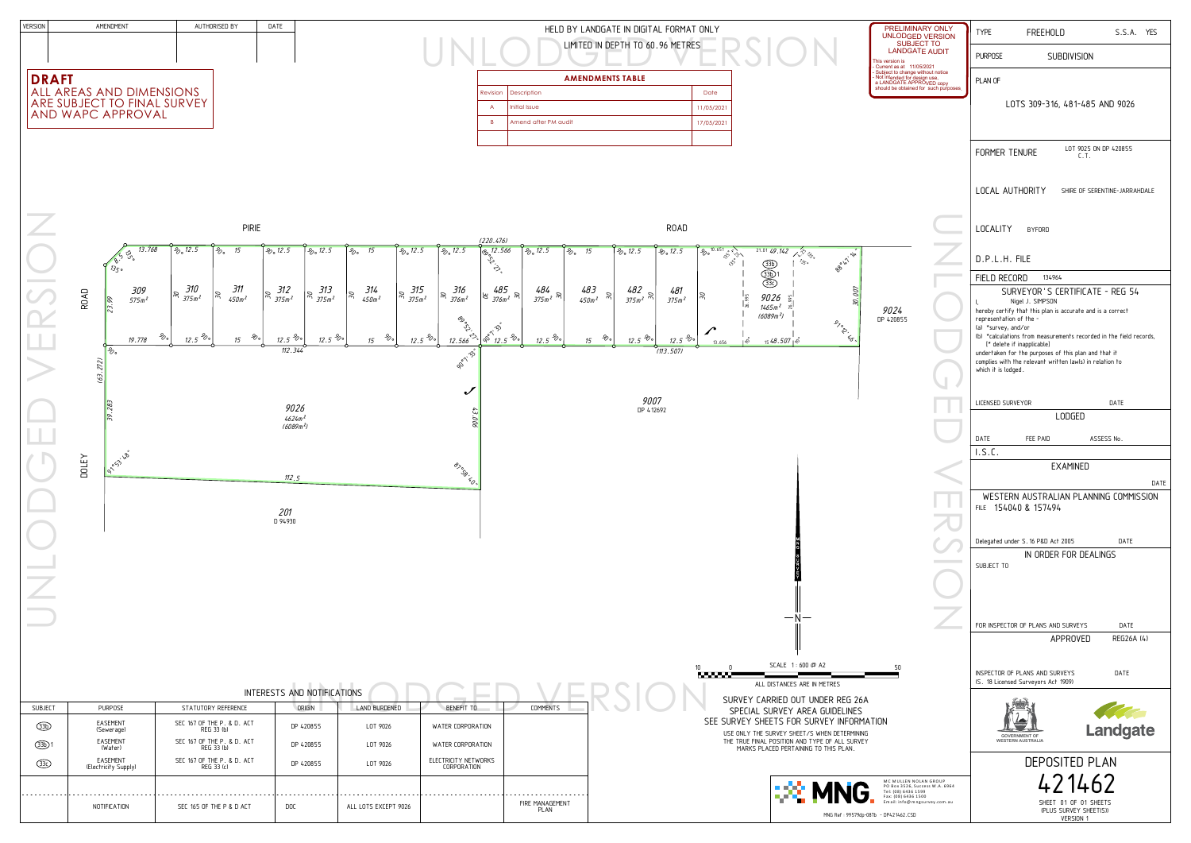| VERSION | AMENDMENT | AUTHORISED BY | DATE |
| --- | --- | --- | --- |
| | | | |

**DRAFT**
ALL AREAS AND DIMENSIONS ARE SUBJECT TO FINAL SURVEY AND WAPC APPROVAL

HELD BY LANDGATE IN DIGITAL FORMAT ONLY
LIMITED IN DEPTH TO 60.96 METRES

UNLODGED VERSION

**AMENDMENTS TABLE**

| Revision | Description | Date |
| --- | --- | --- |
| A | Initial Issue | 11/05/2021 |
| B | Amend after PM audit | 17/05/2021 |

PRELIMINARY ONLY
UNLODGED VERSION
SUBJECT TO LANDGATE AUDIT
This version is
- Current as at 11/05/2021
- Subject to change without notice
- Not intended for design use, a LANDGATE APPROVED copy should be obtained for such purposes.

| | | |
| --- | --- | --- |
| TYPE | FREEHOLD | S.S.A. YES |
| PURPOSE | SUBDIVISION | |
| PLAN OF | LOTS 309-316, 481-485 AND 9026 | |
| FORMER TENURE | LOT 9025 ON DP 420855 C.T. | |
| LOCAL AUTHORITY | SHIRE OF SERENTINE-JARRAHDALE | |
| LOCALITY | BYFORD | |
| D.P.L.H. FILE | | |
| FIELD RECORD | 134964 | |

SURVEYOR'S CERTIFICATE - REG 54

I, Nigel J. SIMPSON
hereby certify that this plan is accurate and is a correct representation of the -
(a) *survey, and/or
(b) *calculations from measurements recorded in the field records,
(* delete if inapplicable)
undertaken for the purposes of this plan and that it complies with the relevant written law(s) in relation to which it is lodged.

LICENSED SURVEYOR — DATE

LODGED

DATE — FEE PAID — ASSESS No.

I.S.C.

EXAMINED

DATE

WESTERN AUSTRALIAN PLANNING COMMISSION
FILE 154040 & 157494

Delegated under S.16 P&D Act 2005 — DATE

IN ORDER FOR DEALINGS

SUBJECT TO

FOR INSPECTOR OF PLANS AND SURVEYS — DATE

APPROVED — REG26A (4)

INSPECTOR OF PLANS AND SURVEYS (S. 18 Licensed Surveyors Act 1909) — DATE

GOVERNMENT OF WESTERN AUSTRALIA — Landgate

DEPOSITED PLAN
421462
SHEET 01 OF 01 SHEETS (PLUS SURVEY SHEET(S))
VERSION 1

PIRIE ROAD — DOLEY ROAD

Lots: 309 (575m²), 310 (375m²), 311 (450m²), 312 (375m²), 313 (375m²), 314 (450m²), 315 (375m²), 316 (376m²), 485 (378m²), 484 (375m²), 483 (450m²), 482 (375m²), 481 (375m²), 9026 (1465m² (6089m²)), 9026 (4624m² (6089m²)), 9024 DP 420855, 9007 DP 412692, 201 D 94930

SCALE 1 : 600 @ A2
ALL DISTANCES ARE IN METRES

SURVEY CARRIED OUT UNDER REG 26A
SPECIAL SURVEY AREA GUIDELINES
SEE SURVEY SHEETS FOR SURVEY INFORMATION
USE ONLY THE SURVEY SHEET/S WHEN DETERMINING THE TRUE FINAL POSITION AND TYPE OF ALL SURVEY MARKS PLACED PERTAINING TO THIS PLAN.

INTERESTS AND NOTIFICATIONS

| SUBJECT | PURPOSE | STATUTORY REFERENCE | ORIGIN | LAND BURDENED | BENEFIT TO | COMMENTS |
| --- | --- | --- | --- | --- | --- | --- |
| 33b | EASEMENT (Sewerage) | SEC 167 OF THE P. & D. ACT REG 33 (b) | DP 420855 | LOT 9026 | WATER CORPORATION | |
| 33b1 | EASEMENT (Water) | SEC 167 OF THE P. & D. ACT REG 33 (b) | DP 420855 | LOT 9026 | WATER CORPORATION | |
| 33c | EASEMENT (Electricity Supply) | SEC 167 OF THE P. & D. ACT REG 33 (c) | DP 420855 | LOT 9026 | ELECTRICITY NETWORKS CORPORATION | |
| | NOTIFICATION | SEC 165 OF THE P & D ACT | DOC | ALL LOTS EXCEPT 9026 | | FIRE MANAGEMENT PLAN |

MNG — McMULLEN NOLAN GROUP
PO Box 3526, Success W.A. 6964
Tel: (08) 6436 1599
Fax: (08) 6436 1500
Email: info@mngsurvey.com.au

MNG Ref : 99579dp-087b - DP421462.CSD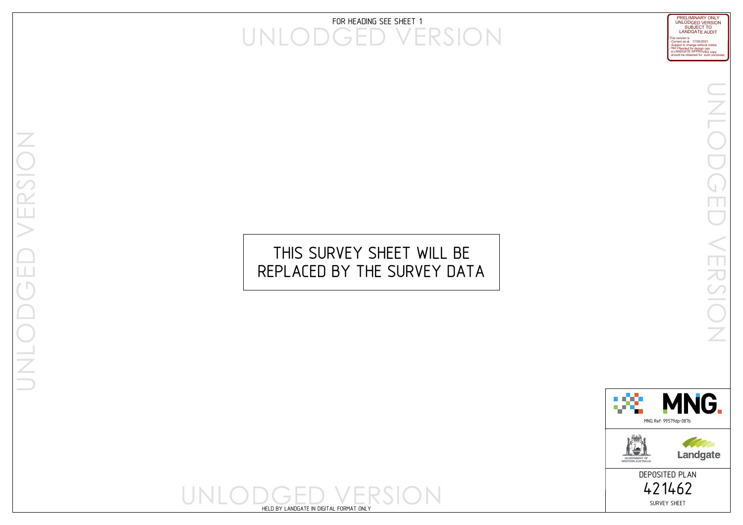FOR HEADING SEE SHEET 1

UNLODGED VERSION

PRELIMINARY ONLY
UNLODGED VERSION
SUBJECT TO
LANDGATE AUDIT

This version is
- Current as at 17/05/2021
- Subject to change without notice
- Not intended for design use,
a LANDGATE APPROVED copy
should be obtained for such purposes

UNLODGED VERSION

UNLODGED VERSION

THIS SURVEY SHEET WILL BE
REPLACED BY THE SURVEY DATA

MNG.

MNG Ref: 99579dp-087b

GOVERNMENT OF
WESTERN AUSTRALIA

Landgate

DEPOSITED PLAN
421462
SURVEY SHEET

UNLODGED VERSION

HELD BY LANDGATE IN DIGITAL FORMAT ONLY